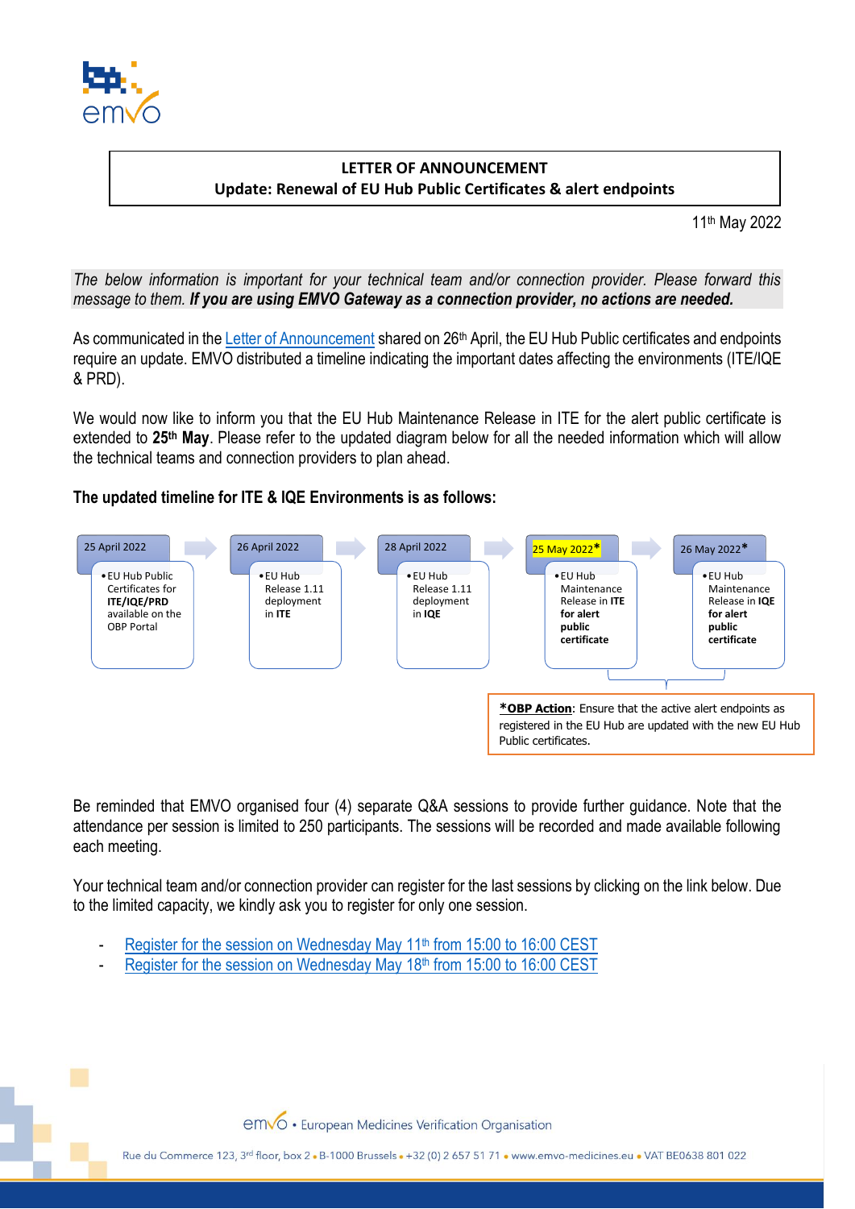**LETTER OF ANNOUNCEMENT**
**Update: Renewal of EU Hub Public Certificates & alert endpoints**

11th May 2022

*The below information is important for your technical team and/or connection provider. Please forward this message to them.* ***If you are using EMVO Gateway as a connection provider, no actions are needed.***

As communicated in the Letter of Announcement shared on 26th April, the EU Hub Public certificates and endpoints require an update. EMVO distributed a timeline indicating the important dates affecting the environments (ITE/IQE & PRD).

We would now like to inform you that the EU Hub Maintenance Release in ITE for the alert public certificate is extended to **25th May**. Please refer to the updated diagram below for all the needed information which will allow the technical teams and connection providers to plan ahead.

**The updated timeline for ITE & IQE Environments is as follows:**

| 25 April 2022 | 26 April 2022 | 28 April 2022 | 25 May 2022* | 26 May 2022* |
| --- | --- | --- | --- | --- |
| EU Hub Public Certificates for **ITE/IQE/PRD** available on the OBP Portal | EU Hub Release 1.11 deployment in **ITE** | EU Hub Release 1.11 deployment in **IQE** | EU Hub Maintenance Release in **ITE for alert public certificate** | EU Hub Maintenance Release in **IQE for alert public certificate** |

***OBP Action**: Ensure that the active alert endpoints as registered in the EU Hub are updated with the new EU Hub Public certificates.

Be reminded that EMVO organised four (4) separate Q&A sessions to provide further guidance. Note that the attendance per session is limited to 250 participants. The sessions will be recorded and made available following each meeting.

Your technical team and/or connection provider can register for the last sessions by clicking on the link below. Due to the limited capacity, we kindly ask you to register for only one session.

- Register for the session on Wednesday May 11th from 15:00 to 16:00 CEST
- Register for the session on Wednesday May 18th from 15:00 to 16:00 CEST

emvo • European Medicines Verification Organisation

Rue du Commerce 123, 3rd floor, box 2 • B-1000 Brussels • +32 (0) 2 657 51 71 • www.emvo-medicines.eu • VAT BE0638 801 022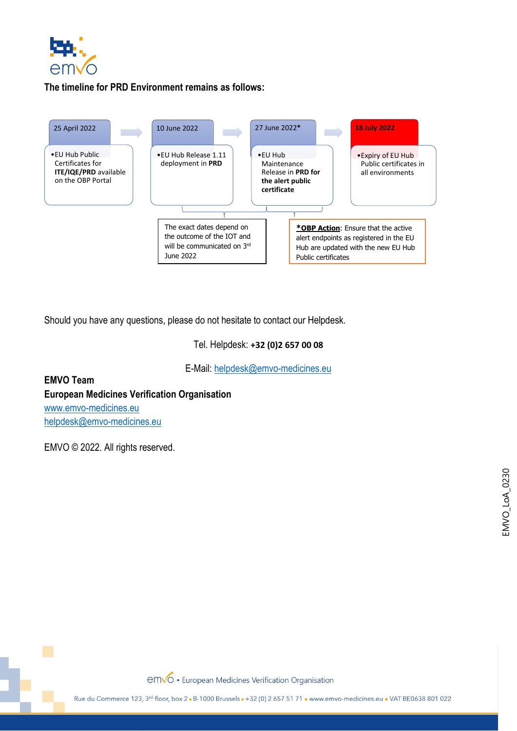**The timeline for PRD Environment remains as follows:**

25 April 2022
- EU Hub Public Certificates for **ITE/IQE/PRD** available on the OBP Portal

10 June 2022
- EU Hub Release 1.11 deployment in **PRD**

27 June 2022*
- EU Hub Maintenance Release in **PRD for the alert public certificate**

**18 July 2022**
- Expiry of EU Hub Public certificates in all environments

The exact dates depend on the outcome of the IOT and will be communicated on 3rd June 2022

***OBP Action**: Ensure that the active alert endpoints as registered in the EU Hub are updated with the new EU Hub Public certificates

Should you have any questions, please do not hesitate to contact our Helpdesk.

Tel. Helpdesk: **+32 (0)2 657 00 08**

E-Mail: helpdesk@emvo-medicines.eu

**EMVO Team**
**European Medicines Verification Organisation**
www.emvo-medicines.eu
helpdesk@emvo-medicines.eu

EMVO © 2022. All rights reserved.

EMVO_LoA_0230